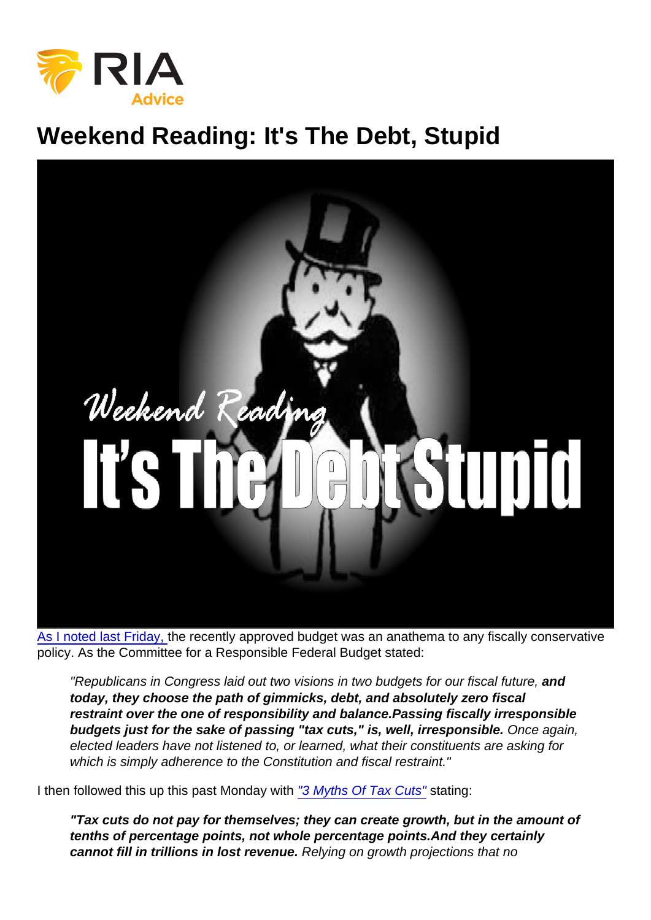# Weekend Reading: It's The Debt, Stupid

As I noted last Friday, the recently approved budget was an anathema to any fiscally conservative policy. As the Committee for a Responsible Federal Budget stated:

> *"Republicans in Congress laid out two visions in two budgets for our fiscal future,* ***and today, they choose the path of gimmicks, debt, and absolutely zero fiscal restraint over the one of responsibility and balance.Passing fiscally irresponsible budgets just for the sake of passing "tax cuts," is, well, irresponsible.*** *Once again, elected leaders have not listened to, or learned, what their constituents are asking for which is simply adherence to the Constitution and fiscal restraint."*

I then followed this up this past Monday with *"3 Myths Of Tax Cuts"* stating:

> ***"Tax cuts do not pay for themselves; they can create growth, but in the amount of tenths of percentage points, not whole percentage points.And they certainly cannot fill in trillions in lost revenue.*** *Relying on growth projections that no*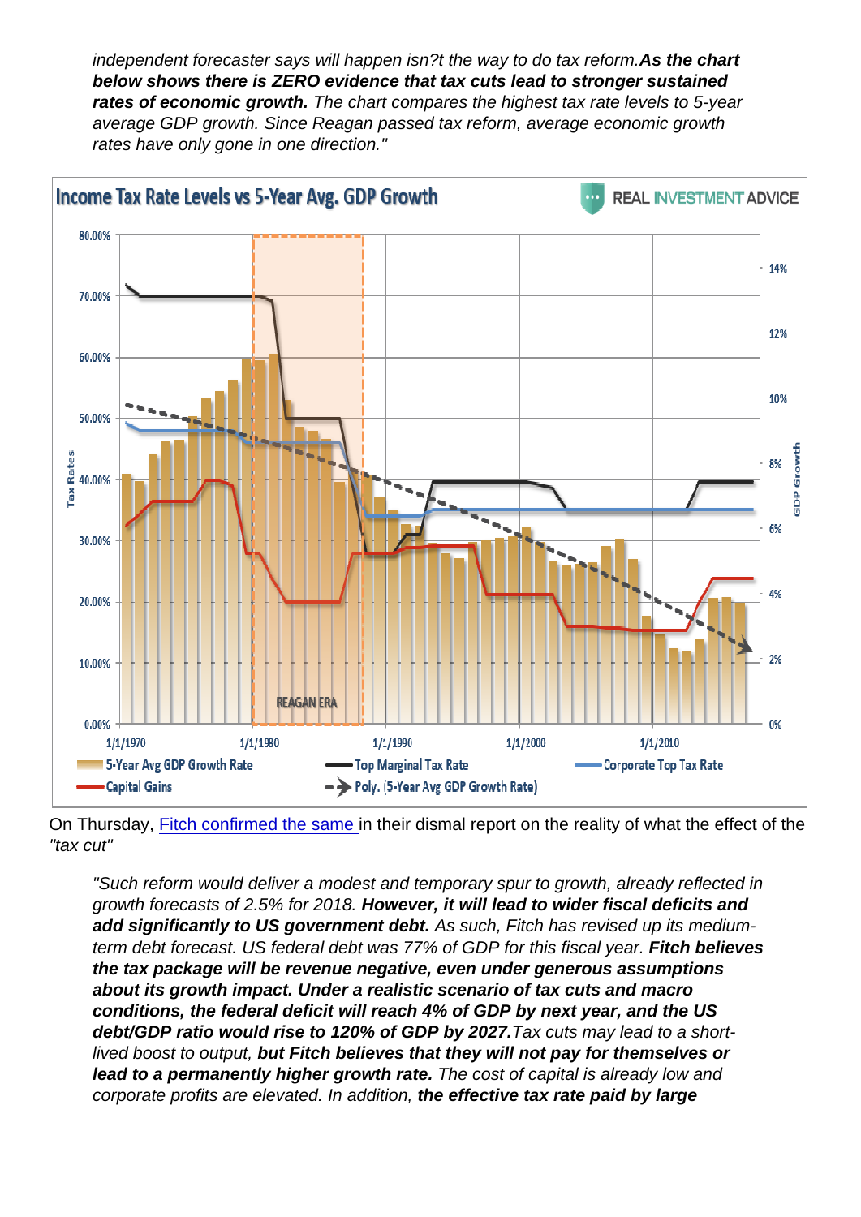*independent forecaster says will happen isn?t the way to do tax reform.* ***As the chart below shows there is ZERO evidence that tax cuts lead to stronger sustained rates of economic growth.*** *The chart compares the highest tax rate levels to 5-year average GDP growth. Since Reagan passed tax reform, average economic growth rates have only gone in one direction."*

On Thursday, [Fitch confirmed the same ](#)in their dismal report on the reality of what the effect of the *"tax cut"*

> *"Such reform would deliver a modest and temporary spur to growth, already reflected in growth forecasts of 2.5% for 2018.* ***However, it will lead to wider fiscal deficits and add significantly to US government debt.*** *As such, Fitch has revised up its medium-term debt forecast. US federal debt was 77% of GDP for this fiscal year.* ***Fitch believes the tax package will be revenue negative, even under generous assumptions about its growth impact. Under a realistic scenario of tax cuts and macro conditions, the federal deficit will reach 4% of GDP by next year, and the US debt/GDP ratio would rise to 120% of GDP by 2027.*** *Tax cuts may lead to a short-lived boost to output,* ***but Fitch believes that they will not pay for themselves or lead to a permanently higher growth rate.*** *The cost of capital is already low and corporate profits are elevated. In addition,* ***the effective tax rate paid by large***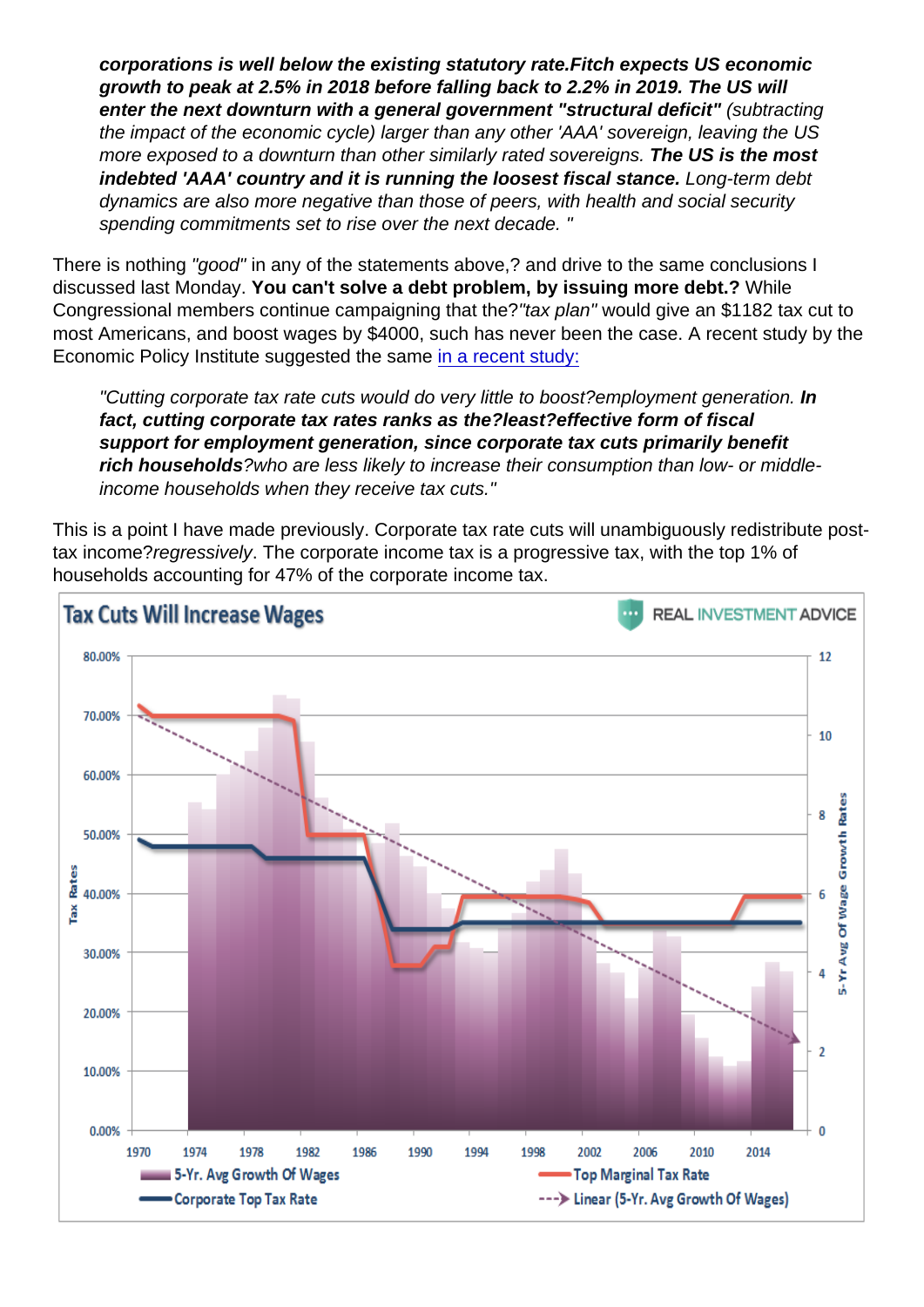> ***corporations is well below the existing statutory rate.Fitch expects US economic growth to peak at 2.5% in 2018 before falling back to 2.2% in 2019. The US will enter the next downturn with a general government "structural deficit"** (subtracting the impact of the economic cycle) larger than any other 'AAA' sovereign, leaving the US more exposed to a downturn than other similarly rated sovereigns. **The US is the most indebted 'AAA' country and it is running the loosest fiscal stance.** Long-term debt dynamics are also more negative than those of peers, with health and social security spending commitments set to rise over the next decade. "*

There is nothing *"good"* in any of the statements above,? and drive to the same conclusions I discussed last Monday. **You can't solve a debt problem, by issuing more debt.?** While Congressional members continue campaigning that the?*"tax plan"* would give an $1182 tax cut to most Americans, and boost wages by $4000, such has never been the case. A recent study by the Economic Policy Institute suggested the same [in a recent study:]()

> *"Cutting corporate tax rate cuts would do very little to boost?employment generation. **In fact, cutting corporate tax rates ranks as the?least?effective form of fiscal support for employment generation, since corporate tax cuts primarily benefit rich households**?who are less likely to increase their consumption than low- or middle-income households when they receive tax cuts."*

This is a point I have made previously. Corporate tax rate cuts will unambiguously redistribute post-tax income?*regressively*. The corporate income tax is a progressive tax, with the top 1% of households accounting for 47% of the corporate income tax.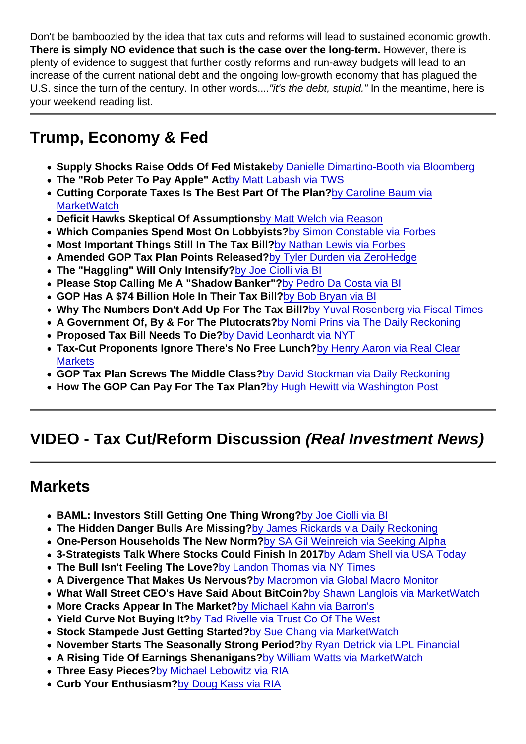Don't be bamboozled by the idea that tax cuts and reforms will lead to sustained economic growth. **There is simply NO evidence that such is the case over the long-term.** However, there is plenty of evidence to suggest that further costly reforms and run-away budgets will lead to an increase of the current national debt and the ongoing low-growth economy that has plagued the U.S. since the turn of the century. In other words....*"it's the debt, stupid."* In the meantime, here is your weekend reading list.

---

## Trump, Economy & Fed

- **Supply Shocks Raise Odds Of Fed Mistake** by Danielle Dimartino-Booth via Bloomberg
- **The "Rob Peter To Pay Apple" Act** by Matt Labash via TWS
- **Cutting Corporate Taxes Is The Best Part Of The Plan?** by Caroline Baum via MarketWatch
- **Deficit Hawks Skeptical Of Assumptions** by Matt Welch via Reason
- **Which Companies Spend Most On Lobbyists?** by Simon Constable via Forbes
- **Most Important Things Still In The Tax Bill?** by Nathan Lewis via Forbes
- **Amended GOP Tax Plan Points Released?** by Tyler Durden via ZeroHedge
- **The "Haggling" Will Only Intensify?** by Joe Ciolli via BI
- **Please Stop Calling Me A "Shadow Banker"?** by Pedro Da Costa via BI
- **GOP Has A $74 Billion Hole In Their Tax Bill?** by Bob Bryan via BI
- **Why The Numbers Don't Add Up For The Tax Bill?** by Yuval Rosenberg via Fiscal Times
- **A Government Of, By & For The Plutocrats?** by Nomi Prins via The Daily Reckoning
- **Proposed Tax Bill Needs To Die?** by David Leonhardt via NYT
- **Tax-Cut Proponents Ignore There's No Free Lunch?** by Henry Aaron via Real Clear Markets
- **GOP Tax Plan Screws The Middle Class?** by David Stockman via Daily Reckoning
- **How The GOP Can Pay For The Tax Plan?** by Hugh Hewitt via Washington Post

---

## VIDEO - Tax Cut/Reform Discussion *(Real Investment News)*

---

## Markets

- **BAML: Investors Still Getting One Thing Wrong?** by Joe Ciolli via BI
- **The Hidden Danger Bulls Are Missing?** by James Rickards via Daily Reckoning
- **One-Person Households The New Norm?** by SA Gil Weinreich via Seeking Alpha
- **3-Strategists Talk Where Stocks Could Finish In 2017** by Adam Shell via USA Today
- **The Bull Isn't Feeling The Love?** by Landon Thomas via NY Times
- **A Divergence That Makes Us Nervous?** by Macromon via Global Macro Monitor
- **What Wall Street CEO's Have Said About BitCoin?** by Shawn Langlois via MarketWatch
- **More Cracks Appear In The Market?** by Michael Kahn via Barron's
- **Yield Curve Not Buying It?** by Tad Rivelle via Trust Co Of The West
- **Stock Stampede Just Getting Started?** by Sue Chang via MarketWatch
- **November Starts The Seasonally Strong Period?** by Ryan Detrick via LPL Financial
- **A Rising Tide Of Earnings Shenanigans?** by William Watts via MarketWatch
- **Three Easy Pieces?** by Michael Lebowitz via RIA
- **Curb Your Enthusiasm?** by Doug Kass via RIA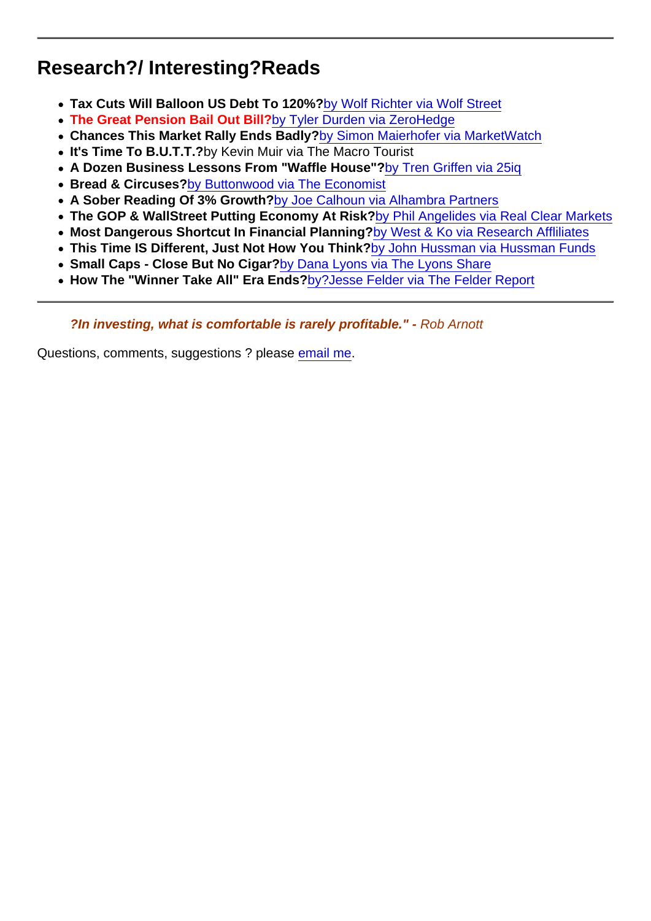## Research?/ Interesting?Reads

- **Tax Cuts Will Balloon US Debt To 120%?**by Wolf Richter via Wolf Street
- **The Great Pension Bail Out Bill?**by Tyler Durden via ZeroHedge
- **Chances This Market Rally Ends Badly?**by Simon Maierhofer via MarketWatch
- **It's Time To B.U.T.T.?**by Kevin Muir via The Macro Tourist
- **A Dozen Business Lessons From "Waffle House"?**by Tren Griffen via 25iq
- **Bread & Circuses?**by Buttonwood via The Economist
- **A Sober Reading Of 3% Growth?**by Joe Calhoun via Alhambra Partners
- **The GOP & WallStreet Putting Economy At Risk?**by Phil Angelides via Real Clear Markets
- **Most Dangerous Shortcut In Financial Planning?**by West & Ko via Research Affliliates
- **This Time IS Different, Just Not How You Think?**by John Hussman via Hussman Funds
- **Small Caps - Close But No Cigar?**by Dana Lyons via The Lyons Share
- **How The "Winner Take All" Era Ends?**by?Jesse Felder via The Felder Report

---

> ***?In investing, what is comfortable is rarely profitable." -*** *Rob Arnott*

Questions, comments, suggestions ? please email me.